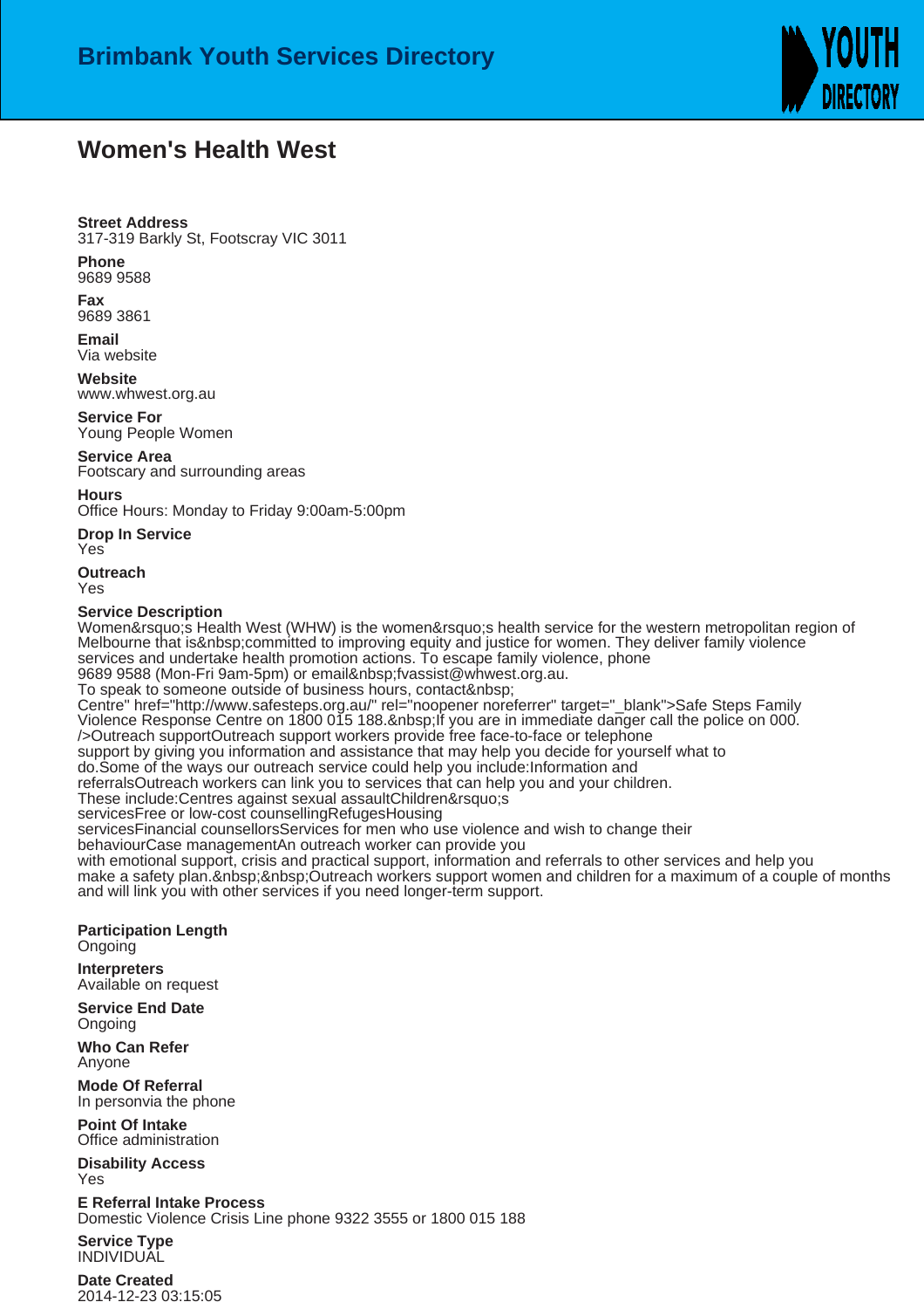# Brimbank Youth Services Directory

## Women's Health West

**Street Address**
317-319 Barkly St, Footscray VIC 3011

**Phone**
9689 9588

**Fax**
9689 3861

**Email**
Via website

**Website**
www.whwest.org.au

**Service For**
Young People Women

**Service Area**
Footscary and surrounding areas

**Hours**
Office Hours: Monday to Friday 9:00am-5:00pm

**Drop In Service**
Yes

**Outreach**
Yes

**Service Description**
Women&rsquo;s Health West (WHW) is the women&rsquo;s health service for the western metropolitan region of Melbourne that is&nbsp;committed to improving equity and justice for women. They deliver family violence services and undertake health promotion actions. To escape family violence, phone
9689 9588 (Mon-Fri 9am-5pm) or email&nbsp;fvassist@whwest.org.au.
To speak to someone outside of business hours, contact&nbsp;
Centre" href="http://www.safesteps.org.au/" rel="noopener noreferrer" target="_blank">Safe Steps Family Violence Response Centre on 1800 015 188.&nbsp;If you are in immediate danger call the police on 000.
/>Outreach supportOutreach support workers provide free face-to-face or telephone
support by giving you information and assistance that may help you decide for yourself what to
do.Some of the ways our outreach service could help you include:Information and
referralsOutreach workers can link you to services that can help you and your children.
These include:Centres against sexual assaultChildren&rsquo;s
servicesFree or low-cost counsellingRefugesHousing
servicesFinancial counsellorsServices for men who use violence and wish to change their
behaviourCase managementAn outreach worker can provide you
with emotional support, crisis and practical support, information and referrals to other services and help you
make a safety plan.&nbsp;&nbsp;Outreach workers support women and children for a maximum of a couple of months and will link you with other services if you need longer-term support.

**Participation Length**
Ongoing

**Interpreters**
Available on request

**Service End Date**
Ongoing

**Who Can Refer**
Anyone

**Mode Of Referral**
In personvia the phone

**Point Of Intake**
Office administration

**Disability Access**
Yes

**E Referral Intake Process**
Domestic Violence Crisis Line phone 9322 3555 or 1800 015 188

**Service Type**
INDIVIDUAL

**Date Created**
2014-12-23 03:15:05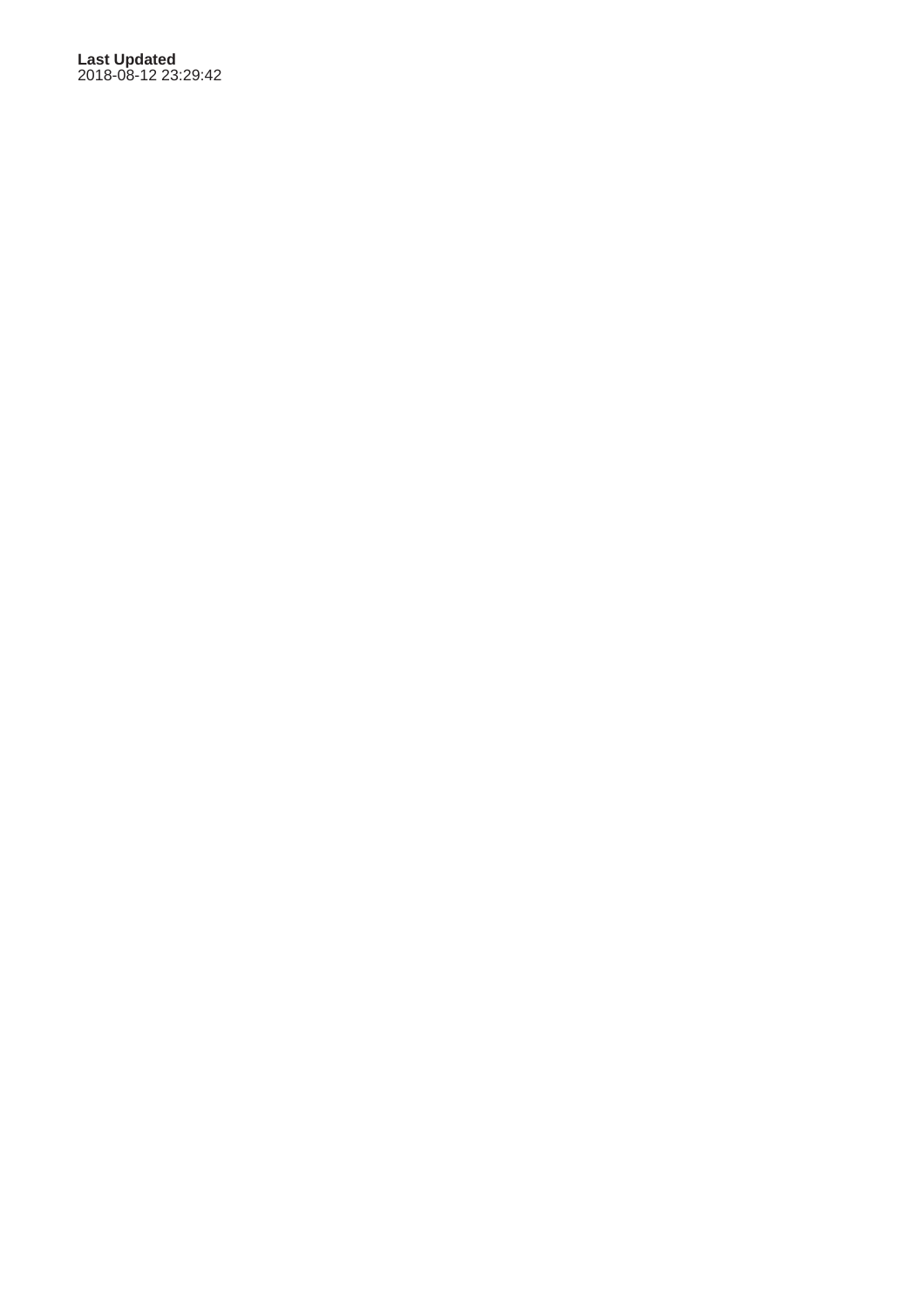**Last Updated**
2018-08-12 23:29:42